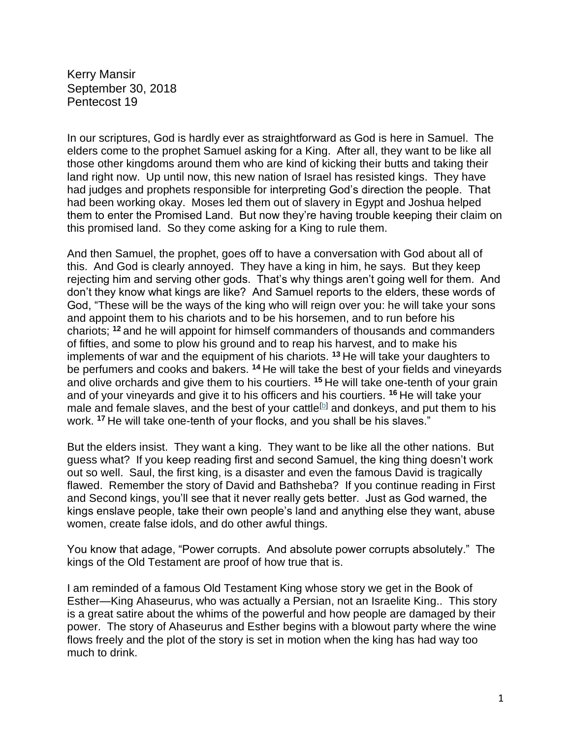Kerry Mansir
September 30, 2018
Pentecost 19

In our scriptures, God is hardly ever as straightforward as God is here in Samuel. The elders come to the prophet Samuel asking for a King. After all, they want to be like all those other kingdoms around them who are kind of kicking their butts and taking their land right now. Up until now, this new nation of Israel has resisted kings. They have had judges and prophets responsible for interpreting God's direction the people. That had been working okay. Moses led them out of slavery in Egypt and Joshua helped them to enter the Promised Land. But now they're having trouble keeping their claim on this promised land. So they come asking for a King to rule them.

And then Samuel, the prophet, goes off to have a conversation with God about all of this. And God is clearly annoyed. They have a king in him, he says. But they keep rejecting him and serving other gods. That's why things aren't going well for them. And don't they know what kings are like? And Samuel reports to the elders, these words of God, "These will be the ways of the king who will reign over you: he will take your sons and appoint them to his chariots and to be his horsemen, and to run before his chariots; **12** and he will appoint for himself commanders of thousands and commanders of fifties, and some to plow his ground and to reap his harvest, and to make his implements of war and the equipment of his chariots. **13** He will take your daughters to be perfumers and cooks and bakers. **14** He will take the best of your fields and vineyards and olive orchards and give them to his courtiers. **15** He will take one-tenth of your grain and of your vineyards and give it to his officers and his courtiers. **16** He will take your male and female slaves, and the best of your cattle[b] and donkeys, and put them to his work. **17** He will take one-tenth of your flocks, and you shall be his slaves."

But the elders insist. They want a king. They want to be like all the other nations. But guess what? If you keep reading first and second Samuel, the king thing doesn't work out so well. Saul, the first king, is a disaster and even the famous David is tragically flawed. Remember the story of David and Bathsheba? If you continue reading in First and Second kings, you'll see that it never really gets better. Just as God warned, the kings enslave people, take their own people's land and anything else they want, abuse women, create false idols, and do other awful things.

You know that adage, "Power corrupts. And absolute power corrupts absolutely." The kings of the Old Testament are proof of how true that is.

I am reminded of a famous Old Testament King whose story we get in the Book of Esther—King Ahaseurus, who was actually a Persian, not an Israelite King.. This story is a great satire about the whims of the powerful and how people are damaged by their power. The story of Ahaseurus and Esther begins with a blowout party where the wine flows freely and the plot of the story is set in motion when the king has had way too much to drink.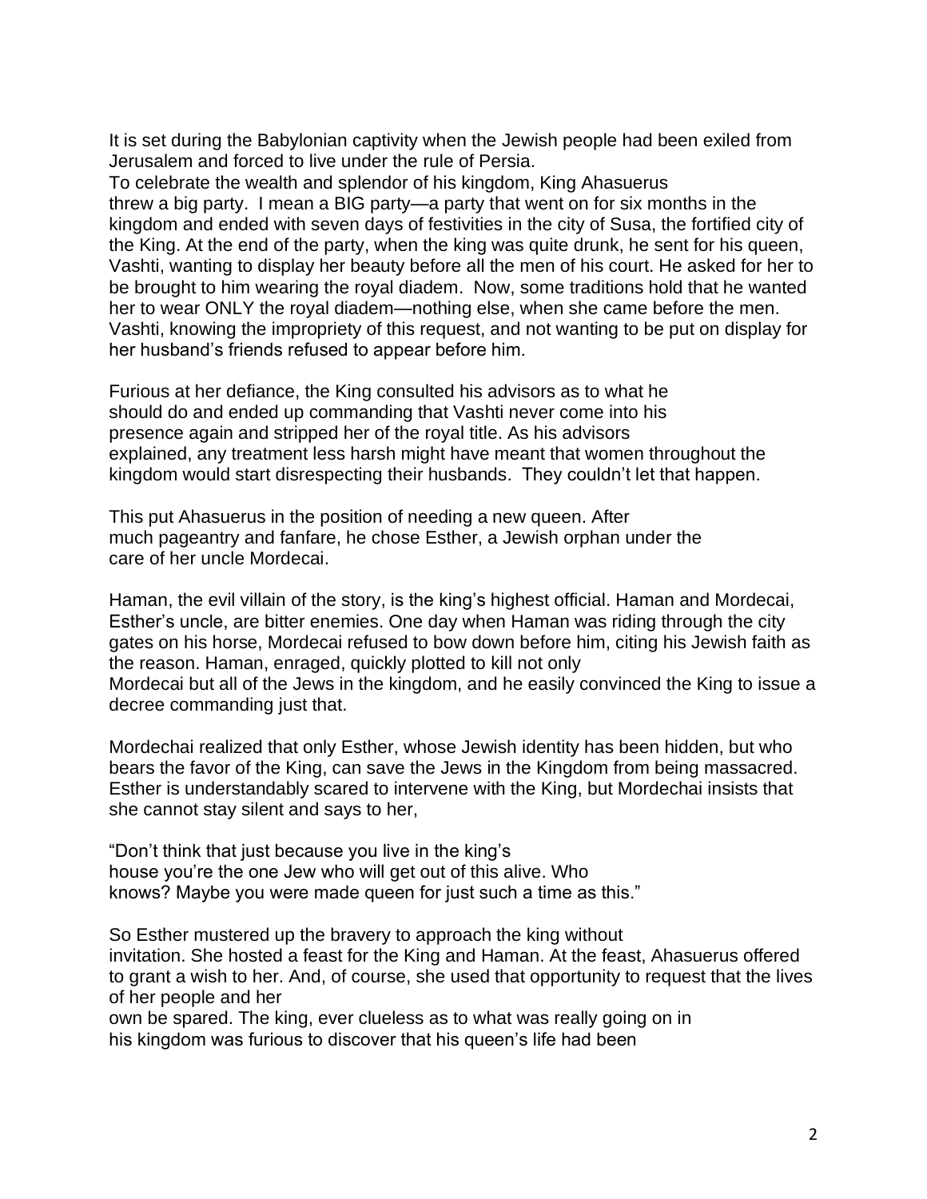It is set during the Babylonian captivity when the Jewish people had been exiled from Jerusalem and forced to live under the rule of Persia.
To celebrate the wealth and splendor of his kingdom, King Ahasuerus threw a big party. I mean a BIG party—a party that went on for six months in the kingdom and ended with seven days of festivities in the city of Susa, the fortified city of the King. At the end of the party, when the king was quite drunk, he sent for his queen, Vashti, wanting to display her beauty before all the men of his court. He asked for her to be brought to him wearing the royal diadem. Now, some traditions hold that he wanted her to wear ONLY the royal diadem—nothing else, when she came before the men. Vashti, knowing the impropriety of this request, and not wanting to be put on display for her husband's friends refused to appear before him.

Furious at her defiance, the King consulted his advisors as to what he should do and ended up commanding that Vashti never come into his presence again and stripped her of the royal title. As his advisors explained, any treatment less harsh might have meant that women throughout the kingdom would start disrespecting their husbands. They couldn't let that happen.

This put Ahasuerus in the position of needing a new queen. After much pageantry and fanfare, he chose Esther, a Jewish orphan under the care of her uncle Mordecai.

Haman, the evil villain of the story, is the king's highest official. Haman and Mordecai, Esther's uncle, are bitter enemies. One day when Haman was riding through the city gates on his horse, Mordecai refused to bow down before him, citing his Jewish faith as the reason. Haman, enraged, quickly plotted to kill not only Mordecai but all of the Jews in the kingdom, and he easily convinced the King to issue a decree commanding just that.

Mordechai realized that only Esther, whose Jewish identity has been hidden, but who bears the favor of the King, can save the Jews in the Kingdom from being massacred. Esther is understandably scared to intervene with the King, but Mordechai insists that she cannot stay silent and says to her,

"Don't think that just because you live in the king's house you're the one Jew who will get out of this alive. Who knows? Maybe you were made queen for just such a time as this."

So Esther mustered up the bravery to approach the king without invitation. She hosted a feast for the King and Haman. At the feast, Ahasuerus offered to grant a wish to her. And, of course, she used that opportunity to request that the lives of her people and her own be spared. The king, ever clueless as to what was really going on in his kingdom was furious to discover that his queen's life had been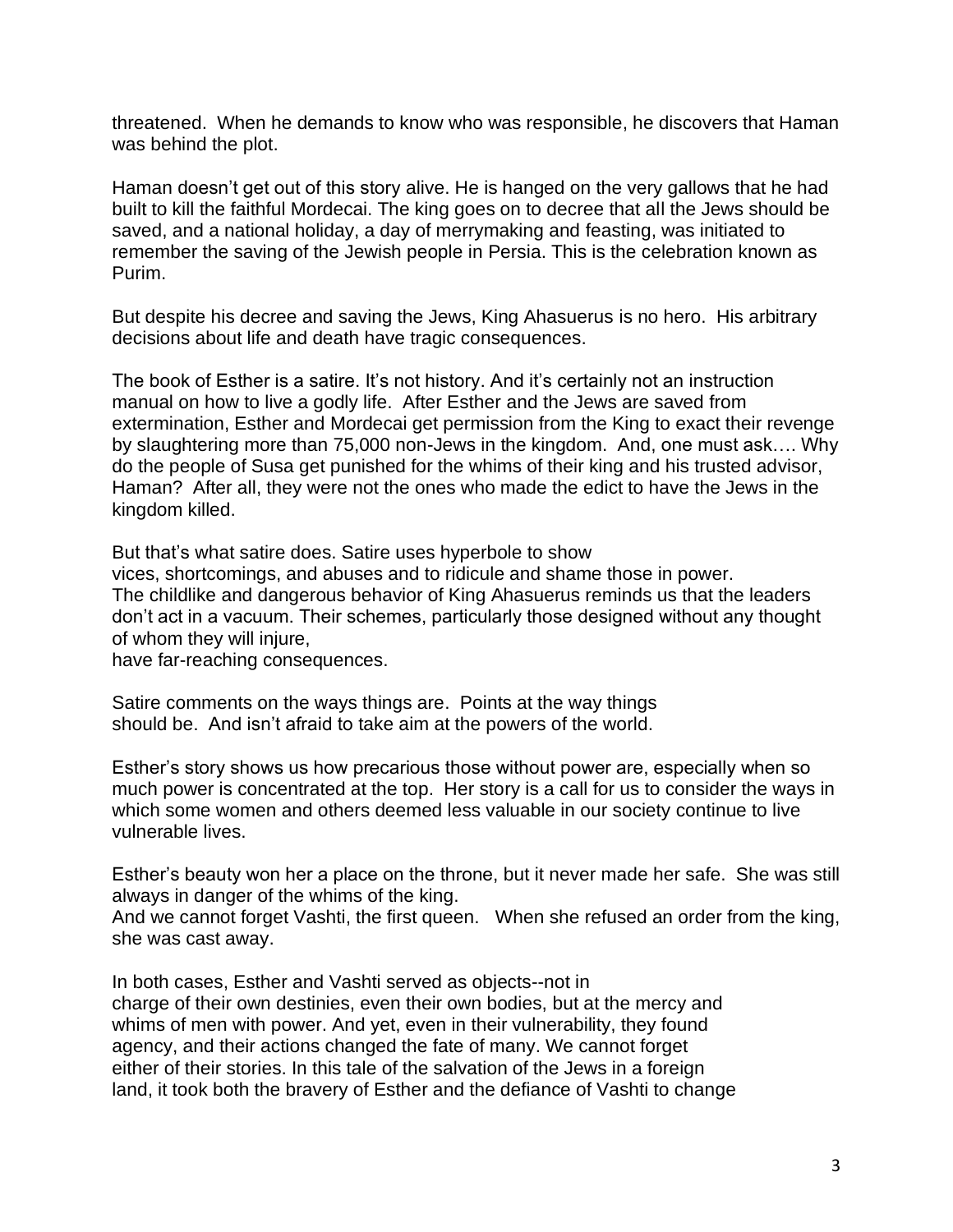threatened. When he demands to know who was responsible, he discovers that Haman was behind the plot.

Haman doesn't get out of this story alive. He is hanged on the very gallows that he had built to kill the faithful Mordecai. The king goes on to decree that all the Jews should be saved, and a national holiday, a day of merrymaking and feasting, was initiated to remember the saving of the Jewish people in Persia. This is the celebration known as Purim.

But despite his decree and saving the Jews, King Ahasuerus is no hero. His arbitrary decisions about life and death have tragic consequences.

The book of Esther is a satire. It's not history. And it's certainly not an instruction manual on how to live a godly life. After Esther and the Jews are saved from extermination, Esther and Mordecai get permission from the King to exact their revenge by slaughtering more than 75,000 non-Jews in the kingdom. And, one must ask…. Why do the people of Susa get punished for the whims of their king and his trusted advisor, Haman? After all, they were not the ones who made the edict to have the Jews in the kingdom killed.

But that's what satire does. Satire uses hyperbole to show vices, shortcomings, and abuses and to ridicule and shame those in power. The childlike and dangerous behavior of King Ahasuerus reminds us that the leaders don't act in a vacuum. Their schemes, particularly those designed without any thought of whom they will injure, have far-reaching consequences.

Satire comments on the ways things are. Points at the way things should be. And isn't afraid to take aim at the powers of the world.

Esther's story shows us how precarious those without power are, especially when so much power is concentrated at the top. Her story is a call for us to consider the ways in which some women and others deemed less valuable in our society continue to live vulnerable lives.

Esther's beauty won her a place on the throne, but it never made her safe. She was still always in danger of the whims of the king.
And we cannot forget Vashti, the first queen. When she refused an order from the king, she was cast away.

In both cases, Esther and Vashti served as objects--not in charge of their own destinies, even their own bodies, but at the mercy and whims of men with power. And yet, even in their vulnerability, they found agency, and their actions changed the fate of many. We cannot forget either of their stories. In this tale of the salvation of the Jews in a foreign land, it took both the bravery of Esther and the defiance of Vashti to change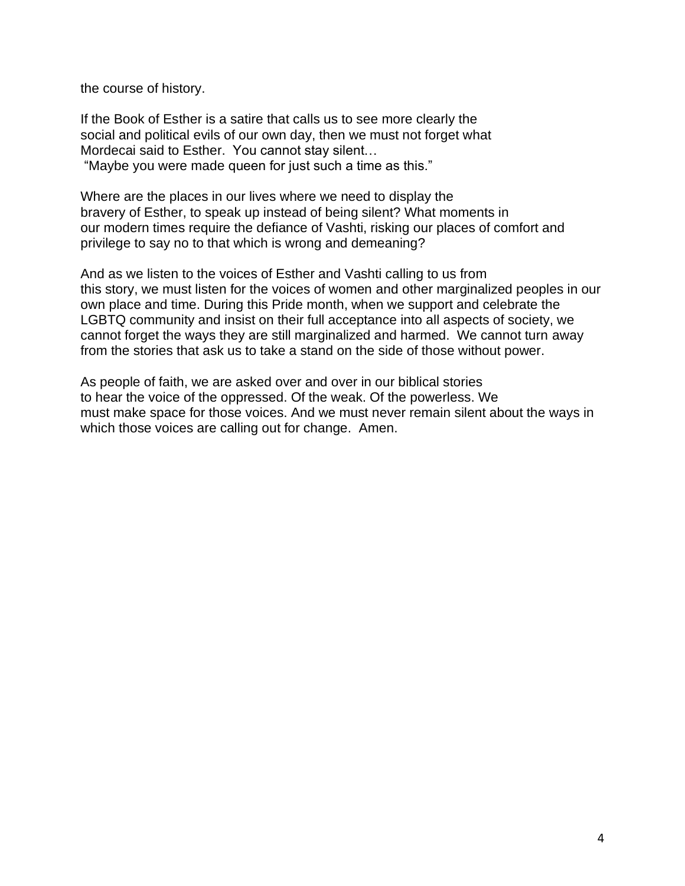the course of history.

If the Book of Esther is a satire that calls us to see more clearly the social and political evils of our own day, then we must not forget what Mordecai said to Esther. You cannot stay silent…
"Maybe you were made queen for just such a time as this."

Where are the places in our lives where we need to display the bravery of Esther, to speak up instead of being silent? What moments in our modern times require the defiance of Vashti, risking our places of comfort and privilege to say no to that which is wrong and demeaning?

And as we listen to the voices of Esther and Vashti calling to us from this story, we must listen for the voices of women and other marginalized peoples in our own place and time. During this Pride month, when we support and celebrate the LGBTQ community and insist on their full acceptance into all aspects of society, we cannot forget the ways they are still marginalized and harmed. We cannot turn away from the stories that ask us to take a stand on the side of those without power.

As people of faith, we are asked over and over in our biblical stories to hear the voice of the oppressed. Of the weak. Of the powerless. We must make space for those voices. And we must never remain silent about the ways in which those voices are calling out for change. Amen.